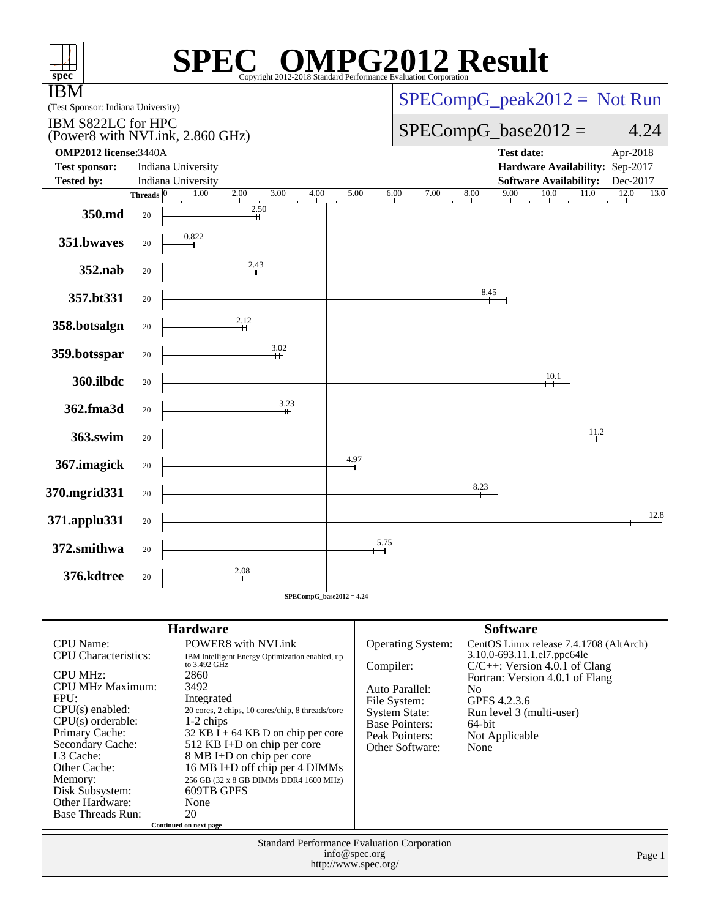# SPEC® OMPG2012 Result

Copyright 2012-2018 Standard Performance Evaluation Corporation

**IBM**
(Test Sponsor: Indiana University)

IBM S822LC for HPC
(Power8 with NVLink, 2.860 GHz)

SPECompG_peak2012 = Not Run

SPECompG_base2012 = 4.24

| | | | |
|---|---|---|---|
| **OMP2012 license:** | 3440A | **Test date:** | Apr-2018 |
| **Test sponsor:** | Indiana University | **Hardware Availability:** | Sep-2017 |
| **Tested by:** | Indiana University | **Software Availability:** | Dec-2017 |

| Benchmark | Threads | Base Ratio |
|---|---|---|
| 350.md | 20 | 2.50 |
| 351.bwaves | 20 | 0.822 |
| 352.nab | 20 | 2.43 |
| 357.bt331 | 20 | 8.45 |
| 358.botsalgn | 20 | 2.12 |
| 359.botsspar | 20 | 3.02 |
| 360.ilbdc | 20 | 10.1 |
| 362.fma3d | 20 | 3.23 |
| 363.swim | 20 | 11.2 |
| 367.imagick | 20 | 4.97 |
| 370.mgrid331 | 20 | 8.23 |
| 371.applu331 | 20 | 12.8 |
| 372.smithwa | 20 | 5.75 |
| 376.kdtree | 20 | 2.08 |

SPECompG_base2012 = 4.24

## Hardware

| | |
|---|---|
| CPU Name: | POWER8 with NVLink |
| CPU Characteristics: | IBM Intelligent Energy Optimization enabled, up to 3.492 GHz |
| CPU MHz: | 2860 |
| CPU MHz Maximum: | 3492 |
| FPU: | Integrated |
| CPU(s) enabled: | 20 cores, 2 chips, 10 cores/chip, 8 threads/core |
| CPU(s) orderable: | 1-2 chips |
| Primary Cache: | 32 KB I + 64 KB D on chip per core |
| Secondary Cache: | 512 KB I+D on chip per core |
| L3 Cache: | 8 MB I+D on chip per core |
| Other Cache: | 16 MB I+D off chip per 4 DIMMs |
| Memory: | 256 GB (32 x 8 GB DIMMs DDR4 1600 MHz) |
| Disk Subsystem: | 609TB GPFS |
| Other Hardware: | None |
| Base Threads Run: | 20 |

Continued on next page

## Software

| | |
|---|---|
| Operating System: | CentOS Linux release 7.4.1708 (AltArch) 3.10.0-693.11.1.el7.ppc64le |
| Compiler: | C/C++: Version 4.0.1 of Clang<br>Fortran: Version 4.0.1 of Flang |
| Auto Parallel: | No |
| File System: | GPFS 4.2.3.6 |
| System State: | Run level 3 (multi-user) |
| Base Pointers: | 64-bit |
| Peak Pointers: | Not Applicable |
| Other Software: | None |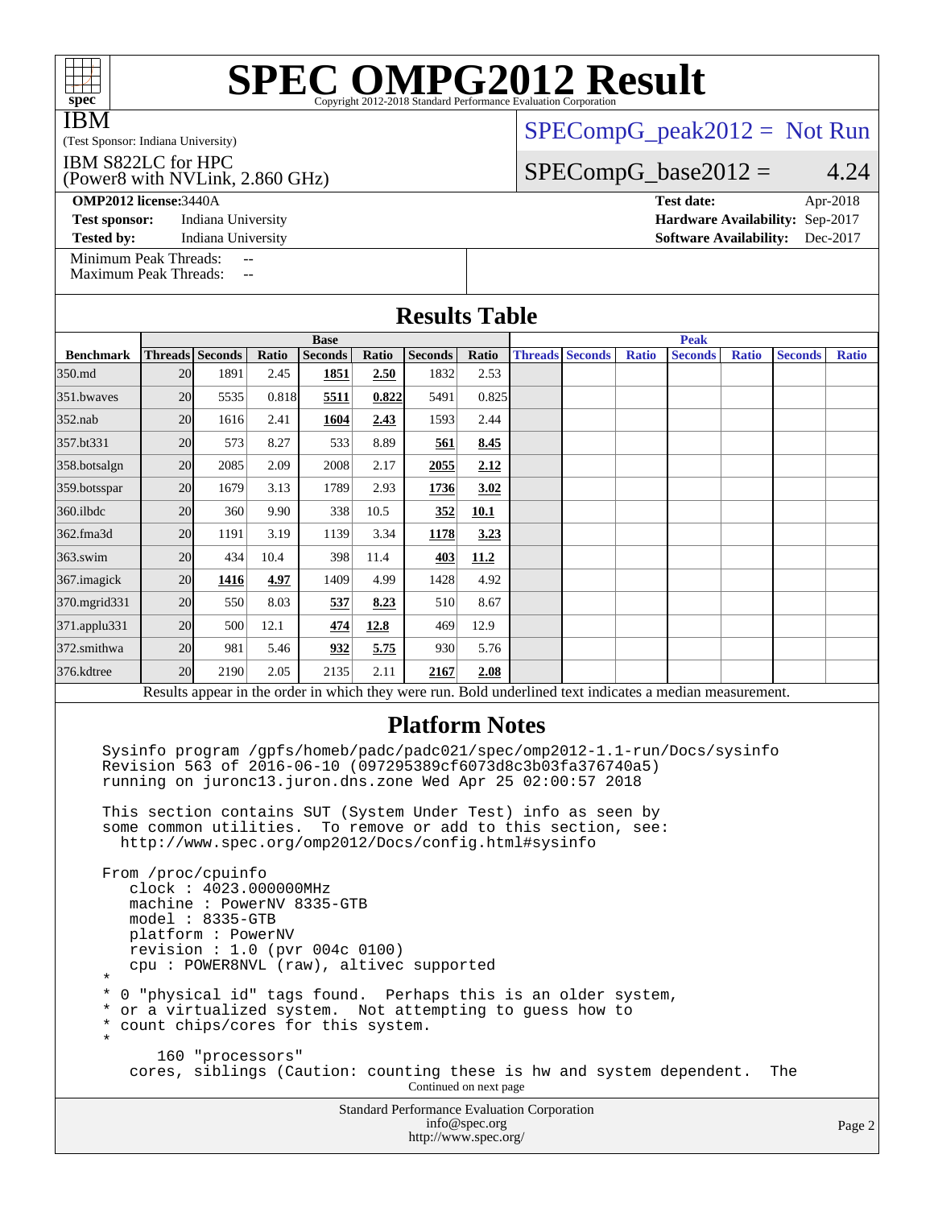# SPEC OMPG2012 Result

Copyright 2012-2018 Standard Performance Evaluation Corporation

**IBM**

(Test Sponsor: Indiana University)

IBM S822LC for HPC
(Power8 with NVLink, 2.860 GHz)

SPECompG_peak2012 = Not Run

SPECompG_base2012 = 4.24

**OMP2012 license:** 3440A
**Test sponsor:** Indiana University
**Tested by:** Indiana University

**Test date:** Apr-2018
**Hardware Availability:** Sep-2017
**Software Availability:** Dec-2017

Minimum Peak Threads: --
Maximum Peak Threads: --

## Results Table

| | Base | | | | | | | Peak | | | | | | |
|---|---|---|---|---|---|---|---|---|---|---|---|---|---|---|
| **Benchmark** | **Threads** | **Seconds** | **Ratio** | **Seconds** | **Ratio** | **Seconds** | **Ratio** | **Threads** | **Seconds** | **Ratio** | **Seconds** | **Ratio** | **Seconds** | **Ratio** |
| 350.md | 20 | 1891 | 2.45 | **1851** | **2.50** | 1832 | 2.53 | | | | | | | |
| 351.bwaves | 20 | 5535 | 0.818 | **5511** | **0.822** | 5491 | 0.825 | | | | | | | |
| 352.nab | 20 | 1616 | 2.41 | **1604** | **2.43** | 1593 | 2.44 | | | | | | | |
| 357.bt331 | 20 | 573 | 8.27 | 533 | 8.89 | **561** | **8.45** | | | | | | | |
| 358.botsalgn | 20 | 2085 | 2.09 | 2008 | 2.17 | **2055** | **2.12** | | | | | | | |
| 359.botsspar | 20 | 1679 | 3.13 | 1789 | 2.93 | **1736** | **3.02** | | | | | | | |
| 360.ilbdc | 20 | 360 | 9.90 | 338 | 10.5 | **352** | **10.1** | | | | | | | |
| 362.fma3d | 20 | 1191 | 3.19 | 1139 | 3.34 | **1178** | **3.23** | | | | | | | |
| 363.swim | 20 | 434 | 10.4 | 398 | 11.4 | **403** | **11.2** | | | | | | | |
| 367.imagick | 20 | **1416** | **4.97** | 1409 | 4.99 | 1428 | 4.92 | | | | | | | |
| 370.mgrid331 | 20 | 550 | 8.03 | **537** | **8.23** | 510 | 8.67 | | | | | | | |
| 371.applu331 | 20 | 500 | 12.1 | **474** | **12.8** | 469 | 12.9 | | | | | | | |
| 372.smithwa | 20 | 981 | 5.46 | **932** | **5.75** | 930 | 5.76 | | | | | | | |
| 376.kdtree | 20 | 2190 | 2.05 | 2135 | 2.11 | **2167** | **2.08** | | | | | | | |

Results appear in the order in which they were run. Bold underlined text indicates a median measurement.

## Platform Notes

```
Sysinfo program /gpfs/homeb/padc/padc021/spec/omp2012-1.1-run/Docs/sysinfo
Revision 563 of 2016-06-10 (097295389cf6073d8c3b03fa376740a5)
running on juronc13.juron.dns.zone Wed Apr 25 02:00:57 2018

This section contains SUT (System Under Test) info as seen by
some common utilities.  To remove or add to this section, see:
  http://www.spec.org/omp2012/Docs/config.html#sysinfo

From /proc/cpuinfo
   clock : 4023.000000MHz
   machine : PowerNV 8335-GTB
   model : 8335-GTB
   platform : PowerNV
   revision : 1.0 (pvr 004c 0100)
   cpu : POWER8NVL (raw), altivec supported
*
* 0 "physical id" tags found.  Perhaps this is an older system,
* or a virtualized system.  Not attempting to guess how to
* count chips/cores for this system.
*
      160 "processors"
   cores, siblings (Caution: counting these is hw and system dependent.  The
```

Continued on next page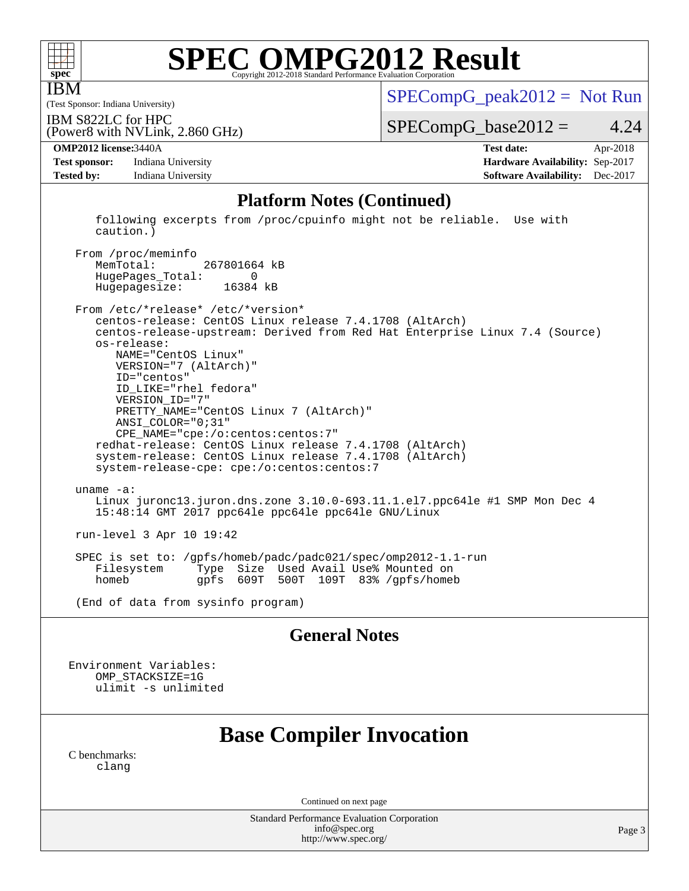## Platform Notes (Continued)

```
    following excerpts from /proc/cpuinfo might not be reliable.  Use with
    caution.)

 From /proc/meminfo
    MemTotal:       267801664 kB
    HugePages_Total:        0
    Hugepagesize:       16384 kB

 From /etc/*release* /etc/*version*
    centos-release: CentOS Linux release 7.4.1708 (AltArch)
    centos-release-upstream: Derived from Red Hat Enterprise Linux 7.4 (Source)
    os-release:
       NAME="CentOS Linux"
       VERSION="7 (AltArch)"
       ID="centos"
       ID_LIKE="rhel fedora"
       VERSION_ID="7"
       PRETTY_NAME="CentOS Linux 7 (AltArch)"
       ANSI_COLOR="0;31"
       CPE_NAME="cpe:/o:centos:centos:7"
    redhat-release: CentOS Linux release 7.4.1708 (AltArch)
    system-release: CentOS Linux release 7.4.1708 (AltArch)
    system-release-cpe: cpe:/o:centos:centos:7

 uname -a:
    Linux juronc13.juron.dns.zone 3.10.0-693.11.1.el7.ppc64le #1 SMP Mon Dec 4
    15:48:14 GMT 2017 ppc64le ppc64le ppc64le GNU/Linux

 run-level 3 Apr 10 19:42

 SPEC is set to: /gpfs/homeb/padc/padc021/spec/omp2012-1.1-run
    Filesystem     Type  Size  Used Avail Use% Mounted on
    homeb          gpfs  609T  500T  109T  83% /gpfs/homeb

 (End of data from sysinfo program)
```

## General Notes

```
Environment Variables:
    OMP_STACKSIZE=1G
    ulimit -s unlimited
```

# Base Compiler Invocation

C benchmarks:
    clang

Continued on next page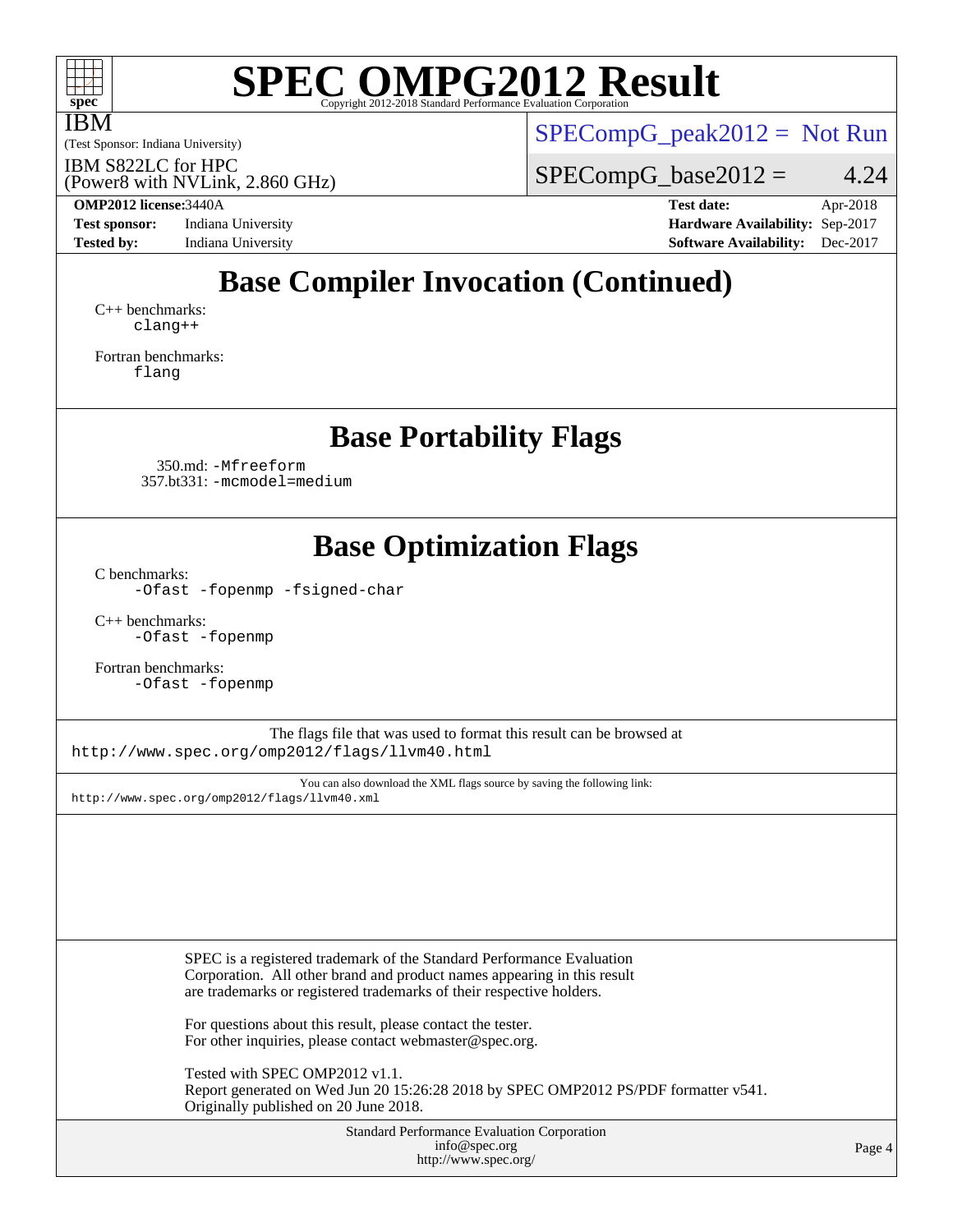# Base Compiler Invocation (Continued)

C++ benchmarks:
clang++

Fortran benchmarks:
flang

# Base Portability Flags

350.md: -Mfreeform
357.bt331: -mcmodel=medium

# Base Optimization Flags

C benchmarks:
-Ofast -fopenmp -fsigned-char

C++ benchmarks:
-Ofast -fopenmp

Fortran benchmarks:
-Ofast -fopenmp

The flags file that was used to format this result can be browsed at
http://www.spec.org/omp2012/flags/llvm40.html

You can also download the XML flags source by saving the following link:
http://www.spec.org/omp2012/flags/llvm40.xml

SPEC is a registered trademark of the Standard Performance Evaluation Corporation. All other brand and product names appearing in this result are trademarks or registered trademarks of their respective holders.

For questions about this result, please contact the tester.
For other inquiries, please contact webmaster@spec.org.

Tested with SPEC OMP2012 v1.1.
Report generated on Wed Jun 20 15:26:28 2018 by SPEC OMP2012 PS/PDF formatter v541.
Originally published on 20 June 2018.